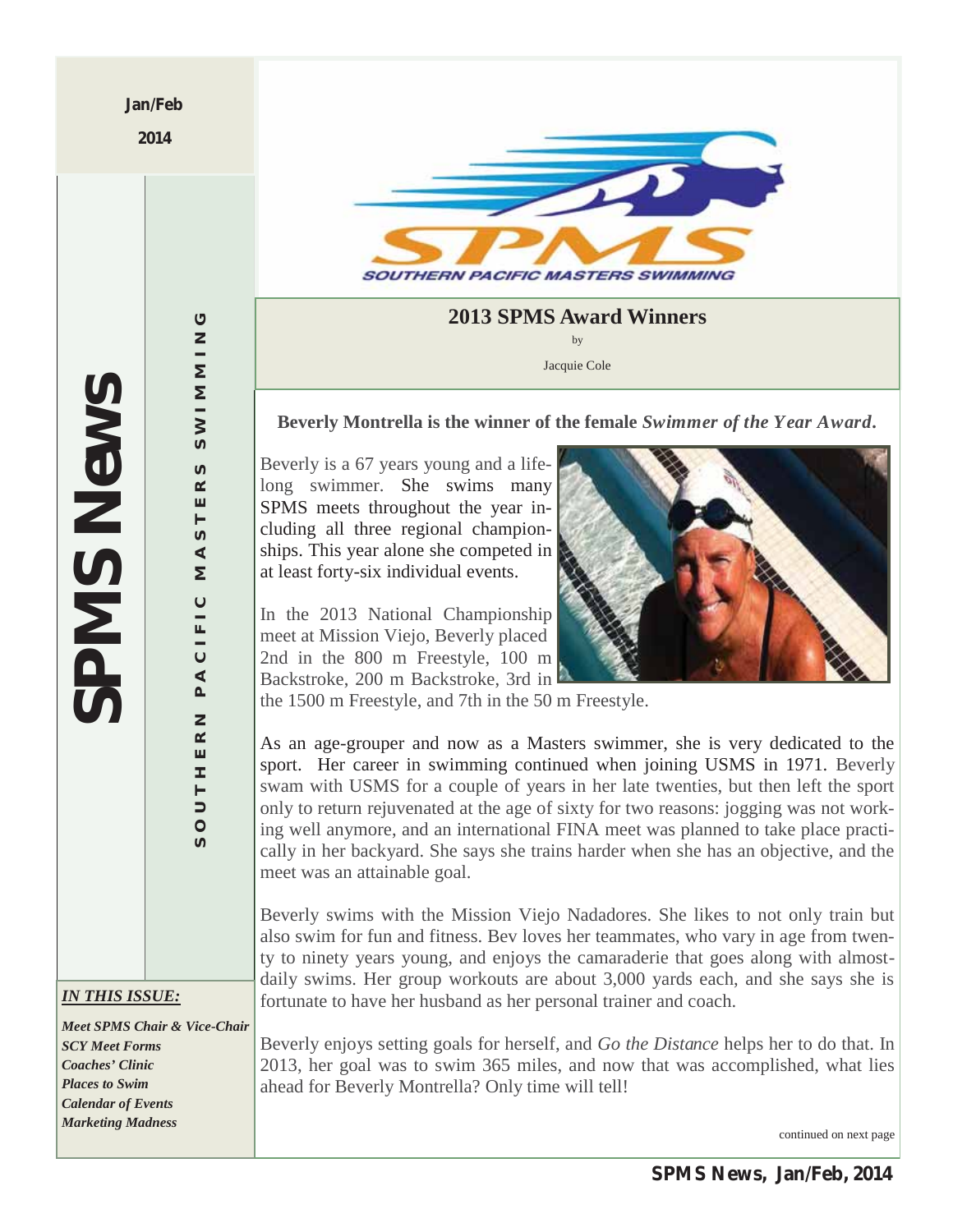Jan/Feb

2014

# SPMS News

SOUTHERN PACIFIC MASTERS SWIMMING

SOUTHERN PACIFIC MASTERS SWIMMING

## 2013 SPMS Award Winners

by

Jacquie Cole

**Beverly Montrella is the winner of the female *Swimmer of the Year Award*.**

Beverly is a 67 years young and a lifelong swimmer. She swims many SPMS meets throughout the year including all three regional championships. This year alone she competed in at least forty-six individual events.

In the 2013 National Championship meet at Mission Viejo, Beverly placed 2nd in the 800 m Freestyle, 100 m Backstroke, 200 m Backstroke, 3rd in the 1500 m Freestyle, and 7th in the 50 m Freestyle.

As an age-grouper and now as a Masters swimmer, she is very dedicated to the sport. Her career in swimming continued when joining USMS in 1971. Beverly swam with USMS for a couple of years in her late twenties, but then left the sport only to return rejuvenated at the age of sixty for two reasons: jogging was not working well anymore, and an international FINA meet was planned to take place practically in her backyard. She says she trains harder when she has an objective, and the meet was an attainable goal.

Beverly swims with the Mission Viejo Nadadores. She likes to not only train but also swim for fun and fitness. Bev loves her teammates, who vary in age from twenty to ninety years young, and enjoys the camaraderie that goes along with almost-daily swims. Her group workouts are about 3,000 yards each, and she says she is fortunate to have her husband as her personal trainer and coach.

Beverly enjoys setting goals for herself, and *Go the Distance* helps her to do that. In 2013, her goal was to swim 365 miles, and now that was accomplished, what lies ahead for Beverly Montrella? Only time will tell!

continued on next page

***IN THIS ISSUE:***

*Meet SPMS Chair & Vice-Chair*
*SCY Meet Forms*
*Coaches' Clinic*
*Places to Swim*
*Calendar of Events*
*Marketing Madness*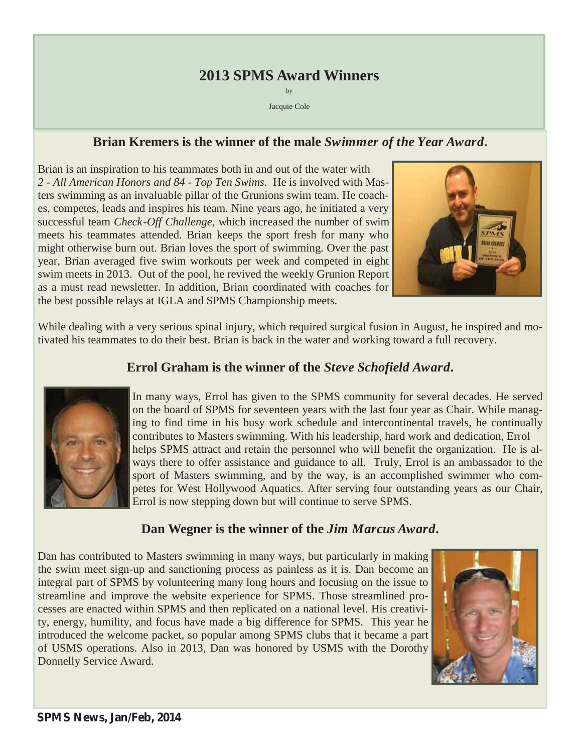# 2013 SPMS Award Winners

by

Jacquie Cole

## Brian Kremers is the winner of the male *Swimmer of the Year Award*.

Brian is an inspiration to his teammates both in and out of the water with *2 - All American Honors and 84 - Top Ten Swims.* He is involved with Masters swimming as an invaluable pillar of the Grunions swim team. He coaches, competes, leads and inspires his team. Nine years ago, he initiated a very successful team *Check-Off Challenge,* which increased the number of swim meets his teammates attended. Brian keeps the sport fresh for many who might otherwise burn out. Brian loves the sport of swimming. Over the past year, Brian averaged five swim workouts per week and competed in eight swim meets in 2013. Out of the pool, he revived the weekly Grunion Report as a must read newsletter. In addition, Brian coordinated with coaches for the best possible relays at IGLA and SPMS Championship meets.

While dealing with a very serious spinal injury, which required surgical fusion in August, he inspired and motivated his teammates to do their best. Brian is back in the water and working toward a full recovery.

## Errol Graham is the winner of the *Steve Schofield Award*.

In many ways, Errol has given to the SPMS community for several decades. He served on the board of SPMS for seventeen years with the last four year as Chair. While managing to find time in his busy work schedule and intercontinental travels, he continually contributes to Masters swimming. With his leadership, hard work and dedication, Errol helps SPMS attract and retain the personnel who will benefit the organization. He is always there to offer assistance and guidance to all. Truly, Errol is an ambassador to the sport of Masters swimming, and by the way, is an accomplished swimmer who competes for West Hollywood Aquatics. After serving four outstanding years as our Chair, Errol is now stepping down but will continue to serve SPMS.

## Dan Wegner is the winner of the *Jim Marcus Award*.

Dan has contributed to Masters swimming in many ways, but particularly in making the swim meet sign-up and sanctioning process as painless as it is. Dan become an integral part of SPMS by volunteering many long hours and focusing on the issue to streamline and improve the website experience for SPMS. Those streamlined processes are enacted within SPMS and then replicated on a national level. His creativity, energy, humility, and focus have made a big difference for SPMS. This year he introduced the welcome packet, so popular among SPMS clubs that it became a part of USMS operations. Also in 2013, Dan was honored by USMS with the Dorothy Donnelly Service Award.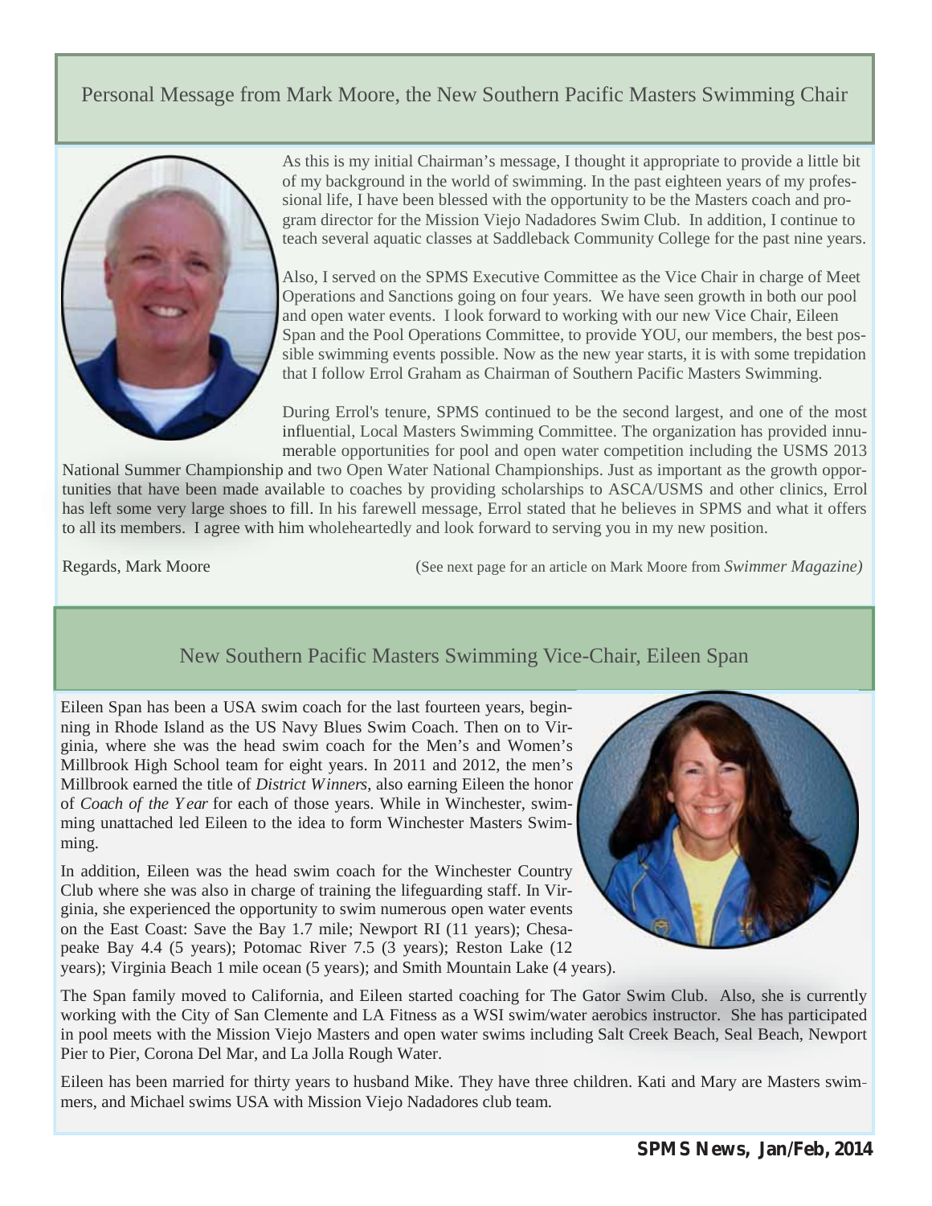## Personal Message from Mark Moore, the New Southern Pacific Masters Swimming Chair

As this is my initial Chairman's message, I thought it appropriate to provide a little bit of my background in the world of swimming. In the past eighteen years of my professional life, I have been blessed with the opportunity to be the Masters coach and program director for the Mission Viejo Nadadores Swim Club. In addition, I continue to teach several aquatic classes at Saddleback Community College for the past nine years.

Also, I served on the SPMS Executive Committee as the Vice Chair in charge of Meet Operations and Sanctions going on four years. We have seen growth in both our pool and open water events. I look forward to working with our new Vice Chair, Eileen Span and the Pool Operations Committee, to provide YOU, our members, the best possible swimming events possible. Now as the new year starts, it is with some trepidation that I follow Errol Graham as Chairman of Southern Pacific Masters Swimming.

During Errol's tenure, SPMS continued to be the second largest, and one of the most influential, Local Masters Swimming Committee. The organization has provided innumerable opportunities for pool and open water competition including the USMS 2013 National Summer Championship and two Open Water National Championships. Just as important as the growth opportunities that have been made available to coaches by providing scholarships to ASCA/USMS and other clinics, Errol has left some very large shoes to fill. In his farewell message, Errol stated that he believes in SPMS and what it offers to all its members. I agree with him wholeheartedly and look forward to serving you in my new position.

Regards, Mark Moore

(See next page for an article on Mark Moore from *Swimmer Magazine)*

## New Southern Pacific Masters Swimming Vice-Chair, Eileen Span

Eileen Span has been a USA swim coach for the last fourteen years, beginning in Rhode Island as the US Navy Blues Swim Coach. Then on to Virginia, where she was the head swim coach for the Men's and Women's Millbrook High School team for eight years. In 2011 and 2012, the men's Millbrook earned the title of *District Winners*, also earning Eileen the honor of *Coach of the Year* for each of those years. While in Winchester, swimming unattached led Eileen to the idea to form Winchester Masters Swimming.

In addition, Eileen was the head swim coach for the Winchester Country Club where she was also in charge of training the lifeguarding staff. In Virginia, she experienced the opportunity to swim numerous open water events on the East Coast: Save the Bay 1.7 mile; Newport RI (11 years); Chesapeake Bay 4.4 (5 years); Potomac River 7.5 (3 years); Reston Lake (12 years); Virginia Beach 1 mile ocean (5 years); and Smith Mountain Lake (4 years).

The Span family moved to California, and Eileen started coaching for The Gator Swim Club. Also, she is currently working with the City of San Clemente and LA Fitness as a WSI swim/water aerobics instructor. She has participated in pool meets with the Mission Viejo Masters and open water swims including Salt Creek Beach, Seal Beach, Newport Pier to Pier, Corona Del Mar, and La Jolla Rough Water.

Eileen has been married for thirty years to husband Mike. They have three children. Kati and Mary are Masters swimmers, and Michael swims USA with Mission Viejo Nadadores club team.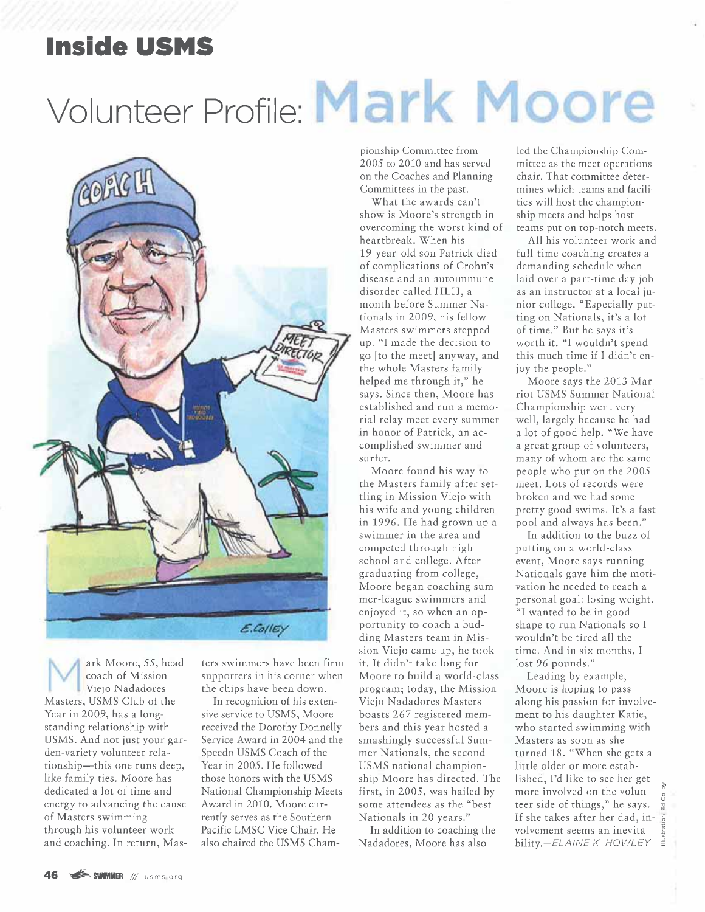# Inside USMS

## Volunteer Profile: Mark Moore

Mark Moore, 55, head coach of Mission Viejo Nadadores Masters, USMS Club of the Year in 2009, has a longstanding relationship with USMS. And not just your garden-variety volunteer relationship—this one runs deep, like family ties. Moore has dedicated a lot of time and energy to advancing the cause of Masters swimming through his volunteer work and coaching. In return, Masters swimmers have been firm supporters in his corner when the chips have been down.

In recognition of his extensive service to USMS, Moore received the Dorothy Donnelly Service Award in 2004 and the Speedo USMS Coach of the Year in 2005. He followed those honors with the USMS National Championship Meets Award in 2010. Moore currently serves as the Southern Pacific LMSC Vice Chair. He also chaired the USMS Championship Committee from 2005 to 2010 and has served on the Coaches and Planning Committees in the past.

What the awards can't show is Moore's strength in overcoming the worst kind of heartbreak. When his 19-year-old son Patrick died of complications of Crohn's disease and an autoimmune disorder called HLH, a month before Summer Nationals in 2009, his fellow Masters swimmers stepped up. "I made the decision to go [to the meet] anyway, and the whole Masters family helped me through it," he says. Since then, Moore has established and run a memorial relay meet every summer in honor of Patrick, an accomplished swimmer and surfer.

Moore found his way to the Masters family after settling in Mission Viejo with his wife and young children in 1996. He had grown up a swimmer in the area and competed through high school and college. After graduating from college, Moore began coaching summer-league swimmers and enjoyed it, so when an opportunity to coach a budding Masters team in Mission Viejo came up, he took it. It didn't take long for Moore to build a world-class program; today, the Mission Viejo Nadadores Masters boasts 267 registered members and this year hosted a smashingly successful Summer Nationals, the second USMS national championship Moore has directed. The first, in 2005, was hailed by some attendees as the "best Nationals in 20 years."

In addition to coaching the Nadadores, Moore has also led the Championship Committee as the meet operations chair. That committee determines which teams and facilities will host the championship meets and helps host teams put on top-notch meets.

All his volunteer work and full-time coaching creates a demanding schedule when laid over a part-time day job as an instructor at a local junior college. "Especially putting on Nationals, it's a lot of time." But he says it's worth it. "I wouldn't spend this much time if I didn't enjoy the people."

Moore says the 2013 Marriot USMS Summer National Championship went very well, largely because he had a lot of good help. "We have a great group of volunteers, many of whom are the same people who put on the 2005 meet. Lots of records were broken and we had some pretty good swims. It's a fast pool and always has been."

In addition to the buzz of putting on a world-class event, Moore says running Nationals gave him the motivation he needed to reach a personal goal: losing weight. "I wanted to be in good shape to run Nationals so I wouldn't be tired all the time. And in six months, I lost 96 pounds."

Leading by example, Moore is hoping to pass along his passion for involvement to his daughter Katie, who started swimming with Masters as soon as she turned 18. "When she gets a little older or more established, I'd like to see her get more involved on the volunteer side of things," he says. If she takes after her dad, involvement seems an inevitability.—*ELAINE K. HOWLEY*

Illustration: Ed Colley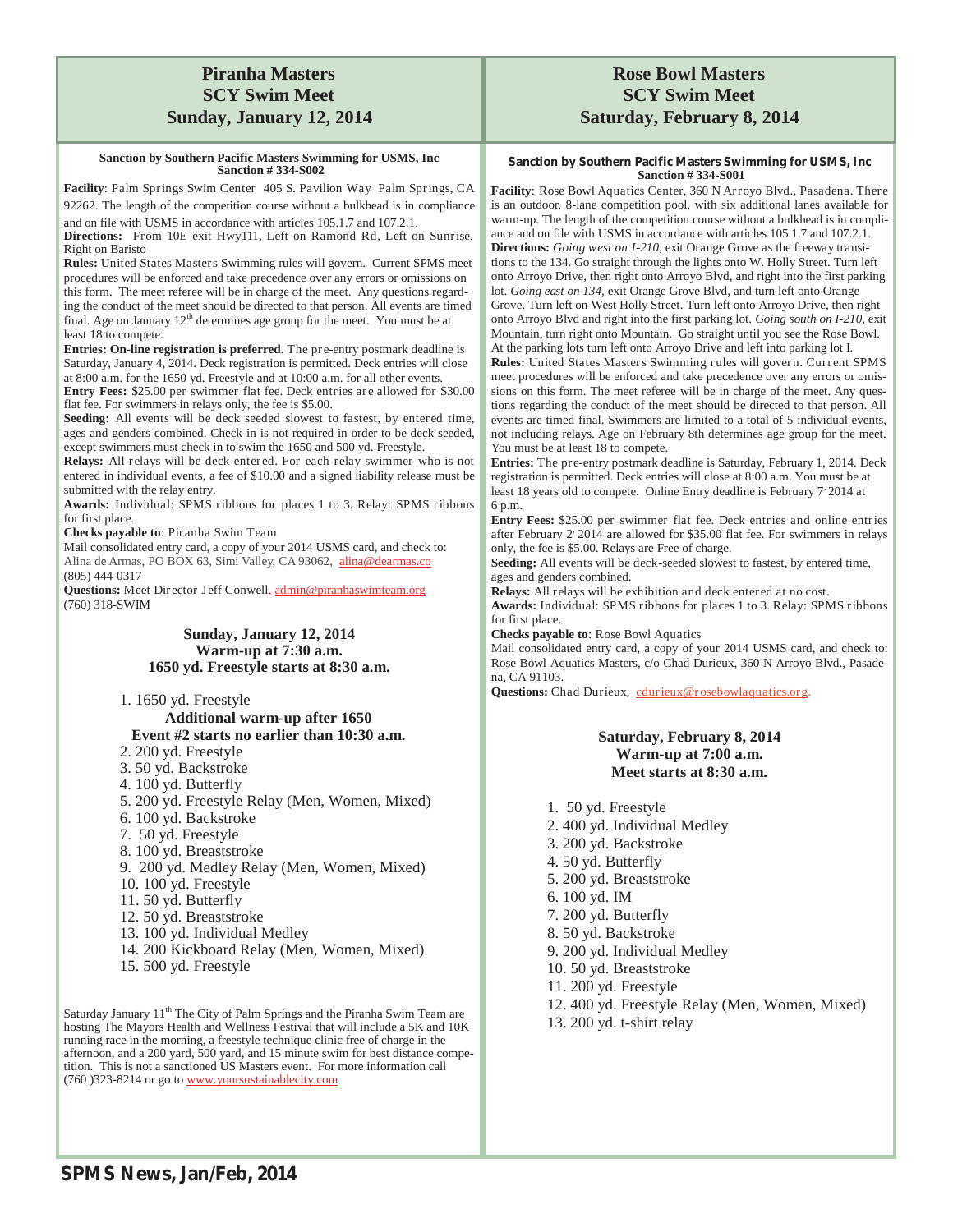# Piranha Masters SCY Swim Meet Sunday, January 12, 2014

**Sanction by Southern Pacific Masters Swimming for USMS, Inc Sanction # 334-S002**

**Facility**: Palm Springs Swim Center 405 S. Pavilion Way Palm Springs, CA 92262. The length of the competition course without a bulkhead is in compliance and on file with USMS in accordance with articles 105.1.7 and 107.2.1.

**Directions:** From 10E exit Hwy111, Left on Ramond Rd, Left on Sunrise, Right on Baristo

**Rules:** United States Masters Swimming rules will govern. Current SPMS meet procedures will be enforced and take precedence over any errors or omissions on this form. The meet referee will be in charge of the meet. Any questions regarding the conduct of the meet should be directed to that person. All events are timed final. Age on January 12th determines age group for the meet. You must be at least 18 to compete.

**Entries: On-line registration is preferred.** The pre-entry postmark deadline is Saturday, January 4, 2014. Deck registration is permitted. Deck entries will close at 8:00 a.m. for the 1650 yd. Freestyle and at 10:00 a.m. for all other events.

**Entry Fees:** $25.00 per swimmer flat fee. Deck entries are allowed for $30.00 flat fee. For swimmers in relays only, the fee is $5.00.

**Seeding:** All events will be deck seeded slowest to fastest, by entered time, ages and genders combined. Check-in is not required in order to be deck seeded, except swimmers must check in to swim the 1650 and 500 yd. Freestyle.

**Relays:** All relays will be deck entered. For each relay swimmer who is not entered in individual events, a fee of $10.00 and a signed liability release must be submitted with the relay entry.

**Awards:** Individual: SPMS ribbons for places 1 to 3. Relay: SPMS ribbons for first place.

**Checks payable to**: Piranha Swim Team

Mail consolidated entry card, a copy of your 2014 USMS card, and check to: Alina de Armas, PO BOX 63, Simi Valley, CA 93062, alina@dearmas.co (805) 444-0317

**Questions:** Meet Director Jeff Conwell, admin@piranhaswimteam.org (760) 318-SWIM

**Sunday, January 12, 2014**
**Warm-up at 7:30 a.m.**
**1650 yd. Freestyle starts at 8:30 a.m.**

1. 1650 yd. Freestyle

**Additional warm-up after 1650**
**Event #2 starts no earlier than 10:30 a.m.**

2. 200 yd. Freestyle
3. 50 yd. Backstroke
4. 100 yd. Butterfly
5. 200 yd. Freestyle Relay (Men, Women, Mixed)
6. 100 yd. Backstroke
7. 50 yd. Freestyle
8. 100 yd. Breaststroke
9. 200 yd. Medley Relay (Men, Women, Mixed)
10. 100 yd. Freestyle
11. 50 yd. Butterfly
12. 50 yd. Breaststroke
13. 100 yd. Individual Medley
14. 200 Kickboard Relay (Men, Women, Mixed)
15. 500 yd. Freestyle

Saturday January 11th The City of Palm Springs and the Piranha Swim Team are hosting The Mayors Health and Wellness Festival that will include a 5K and 10K running race in the morning, a freestyle technique clinic free of charge in the afternoon, and a 200 yard, 500 yard, and 15 minute swim for best distance competition. This is not a sanctioned US Masters event. For more information call (760 )323-8214 or go to www.yoursustainablecity.com

# Rose Bowl Masters SCY Swim Meet Saturday, February 8, 2014

**Sanction by Southern Pacific Masters Swimming for USMS, Inc Sanction # 334-S001**

**Facility**: Rose Bowl Aquatics Center, 360 N Arroyo Blvd., Pasadena. There is an outdoor, 8-lane competition pool, with six additional lanes available for warm-up. The length of the competition course without a bulkhead is in compliance and on file with USMS in accordance with articles 105.1.7 and 107.2.1.

**Directions:** *Going west on I-210,* exit Orange Grove as the freeway transitions to the 134. Go straight through the lights onto W. Holly Street. Turn left onto Arroyo Drive, then right onto Arroyo Blvd, and right into the first parking lot. *Going east on 134,* exit Orange Grove Blvd, and turn left onto Orange Grove. Turn left on West Holly Street. Turn left onto Arroyo Drive, then right onto Arroyo Blvd and right into the first parking lot. *Going south on I-210,* exit Mountain, turn right onto Mountain. Go straight until you see the Rose Bowl. At the parking lots turn left onto Arroyo Drive and left into parking lot I.

**Rules:** United States Masters Swimming rules will govern. Current SPMS meet procedures will be enforced and take precedence over any errors or omissions on this form. The meet referee will be in charge of the meet. Any questions regarding the conduct of the meet should be directed to that person. All events are timed final. Swimmers are limited to a total of 5 individual events, not including relays. Age on February 8th determines age group for the meet. You must be at least 18 to compete.

**Entries:** The pre-entry postmark deadline is Saturday, February 1, 2014. Deck registration is permitted. Deck entries will close at 8:00 a.m. You must be at least 18 years old to compete. Online Entry deadline is February 7, 2014 at 6 p.m.

**Entry Fees:** $25.00 per swimmer flat fee. Deck entries and online entries after February 2, 2014 are allowed for $35.00 flat fee. For swimmers in relays only, the fee is $5.00. Relays are Free of charge.

**Seeding:** All events will be deck-seeded slowest to fastest, by entered time, ages and genders combined.

**Relays:** All relays will be exhibition and deck entered at no cost.

**Awards:** Individual: SPMS ribbons for places 1 to 3. Relay: SPMS ribbons for first place.

**Checks payable to**: Rose Bowl Aquatics

Mail consolidated entry card, a copy of your 2014 USMS card, and check to: Rose Bowl Aquatics Masters, c/o Chad Durieux, 360 N Arroyo Blvd., Pasadena, CA 91103.

**Questions:** Chad Durieux, cdurieux@rosebowlaquatics.org.

**Saturday, February 8, 2014**
**Warm-up at 7:00 a.m.**
**Meet starts at 8:30 a.m.**

1. 50 yd. Freestyle
2. 400 yd. Individual Medley
3. 200 yd. Backstroke
4. 50 yd. Butterfly
5. 200 yd. Breaststroke
6. 100 yd. IM
7. 200 yd. Butterfly
8. 50 yd. Backstroke
9. 200 yd. Individual Medley
10. 50 yd. Breaststroke
11. 200 yd. Freestyle
12. 400 yd. Freestyle Relay (Men, Women, Mixed)
13. 200 yd. t-shirt relay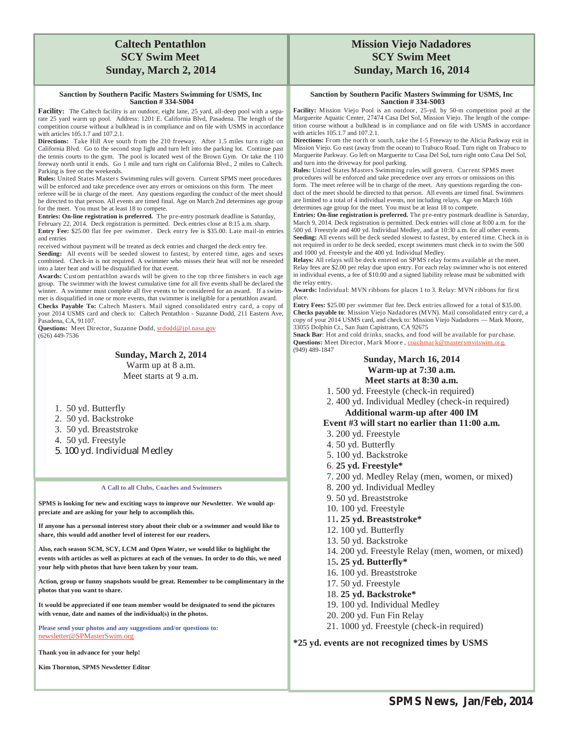# Caltech Pentathlon SCY Swim Meet Sunday, March 2, 2014

**Sanction by Southern Pacific Masters Swimming for USMS, Inc**
**Sanction # 334-S004**

**Facility:** The Caltech facility is an outdoor, eight lane, 25 yard, all-deep pool with a separate 25 yard warm up pool. Address: 1201 E. California Blvd, Pasadena. The length of the competition course without a bulkhead is in compliance and on file with USMS in accordance with articles 105.1.7 and 107.2.1.

**Directions:** Take Hill Ave south from the 210 freeway. After 1.5 miles turn right on California Blvd. Go to the second stop light and turn left into the parking lot. Continue past the tennis courts to the gym. The pool is located west of the Brown Gym. Or take the 110 freeway north until it ends. Go 1 mile and turn right on California Blvd., 2 miles to Caltech. Parking is free on the weekends.

**Rules:** United States Masters Swimming rules will govern. Current SPMS meet procedures will be enforced and take precedence over any errors or omissions on this form. The meet referee will be in charge of the meet. Any questions regarding the conduct of the meet should be directed to that person. All events are timed final. Age on March 2nd determines age group for the meet. You must be at least 18 to compete.

**Entries: On-line registration is preferred.** The pre-entry postmark deadline is Saturday, February 22, 2014. Deck registration is permitted. Deck entries close at 8:15 a.m. sharp.

**Entry Fee:** $25.00 flat fee per swimmer. Deck entry fee is $35.00. Late mail-in entries and entries received without payment will be treated as deck entries and charged the deck entry fee.

**Seeding:** All events will be seeded slowest to fastest, by entered time, ages and sexes combined. Check-in is not required. A swimmer who misses their heat will not be reseeded into a later heat and will be disqualified for that event.

**Awards:** Custom pentathlon awards will be given to the top three finishers in each age group. The swimmer with the lowest cumulative time for all five events shall be declared the winner. A swimmer must complete all five events to be considered for an award. If a swimmer is disqualified in one or more events, that swimmer is ineligible for a pentathlon award.

**Checks Payable To:** Caltech Masters. Mail signed consolidated entry card, a copy of your 2014 USMS card and check to: Caltech Pentathlon - Suzanne Dodd, 211 Eastern Ave, Pasadena, CA, 91107.

**Questions:** Meet Director, Suzanne Dodd, srdodd@jpl.nasa.gov (626) 449-7536

**Sunday, March 2, 2014**
Warm up at 8 a.m.
Meet starts at 9 a.m.

1. 50 yd. Butterfly
2. 50 yd. Backstroke
3. 50 yd. Breaststroke
4. 50 yd. Freestyle
5. 100 yd. Individual Medley

**A Call to all Clubs, Coaches and Swimmers**

**SPMS is looking for new and exciting ways to improve our Newsletter. We would appreciate and are asking for your help to accomplish this.**

**If anyone has a personal interest story about their club or a swimmer and would like to share, this would add another level of interest for our readers.**

**Also, each season SCM, SCY, LCM and Open Water, we would like to highlight the events with articles as well as pictures at each of the venues. In order to do this, we need your help with photos that have been taken by your team.**

**Action, group or funny snapshots would be great. Remember to be complimentary in the photos that you want to share.**

**It would be appreciated if one team member would be designated to send the pictures with venue, date and names of the individual(s) in the photos.**

**Please send your photos and any suggestions and/or questions to:** newsletter@SPMasterSwim.org

**Thank you in advance for your help!**

**Kim Thornton, SPMS Newsletter Editor**

# Mission Viejo Nadadores SCY Swim Meet Sunday, March 16, 2014

**Sanction by Southern Pacific Masters Swimming for USMS, Inc**
**Sanction # 334-S003**

**Facility:** Mission Viejo Pool is an outdoor, 25-yd. by 50-m competition pool at the Marguerite Aquatic Center, 27474 Casa Del Sol, Mission Viejo. The length of the competition course without a bulkhead is in compliance and on file with USMS in accordance with articles 105.1.7 and 107.2.1.

**Directions:** From the north or south, take the I-5 Freeway to the Alicia Parkway exit in Mission Viejo. Go east (away from the ocean) to Trabuco Road. Turn right on Trabuco to Marguerite Parkway. Go left on Marguerite to Casa Del Sol, turn right onto Casa Del Sol, and turn into the driveway for pool parking.

**Rules:** United States Masters Swimming rules will govern. Current SPMS meet procedures will be enforced and take precedence over any errors or omissions on this form. The meet referee will be in charge of the meet. Any questions regarding the conduct of the meet should be directed to that person. All events will be timed final. Swimmers are limited to a total of 4 individual events, not including relays. Age on March 16th determines age group for the meet. You must be at least 18 to compete.

**Entries: On-line registration is preferred.** The pre-entry postmark deadline is Saturday, March 9, 2014. Deck registration is permitted. Deck entries will close at 8:00 a.m. for the 500 yd. Freestyle and 400 yd. Individual Medley, and at 10:30 a.m. for all other events.

**Seeding:** All events will be deck seeded slowest to fastest, by entered time. Check in is not required in order to be deck seeded, except swimmers must check in to swim the 500 and 1000 yd. Freestyle and the 400 yd. Individual Medley.

**Relays:** All relays will be deck entered on SPMS relay forms available at the meet. Relay fees are $2.00 per relay due upon entry. For each relay swimmer who is not entered in individual events, a fee of $10.00 and a signed liability release must be submitted with the relay entry.

**Awards:** Individual: MVN ribbons for places 1 to 3. Relay: MVN ribbons for first place.

**Entry Fees:** $25.00 per swimmer flat fee. Deck entries allowed for a total of $35.00.

**Checks payable to**: Mission Viejo Nadadores (MVN). Mail consolidated entry card, a copy of your 2014 USMS card, and check to: Mission Viejo Nadadores — Mark Moore, 33055 Dolphin Ct., San Juan Capistrano, CA 92675

**Snack Bar**: Hot and cold drinks, snacks, and food will be available for purchase.

**Questions:** Meet Director, Mark Moore , coachmark@mastersmvnswim.org. (949) 489-1847

**Sunday, March 16, 2014**
**Warm-up at 7:30 a.m.**
**Meet starts at 8:30 a.m.**

1. 500 yd. Freestyle (check-in required)
2. 400 yd. Individual Medley (check-in required)

**Additional warm-up after 400 IM**
**Event #3 will start no earlier than 11:00 a.m.**

3. 200 yd. Freestyle
4. 50 yd. Butterfly
5. 100 yd. Backstroke
6. **25 yd. Freestyle***
7. 200 yd. Medley Relay (men, women, or mixed)
8. 200 yd. Individual Medley
9. 50 yd. Breaststroke
10. 100 yd. Freestyle
11. **25 yd. Breaststroke***
12. 100 yd. Butterfly
13. 50 yd. Backstroke
14. 200 yd. Freestyle Relay (men, women, or mixed)
15. **25 yd. Butterfly***
16. 100 yd. Breaststroke
17. 50 yd. Freestyle
18. **25 yd. Backstroke***
19. 100 yd. Individual Medley
20. 200 yd. Fun Fin Relay
21. 1000 yd. Freestyle (check-in required)

**\*25 yd. events are not recognized times by USMS**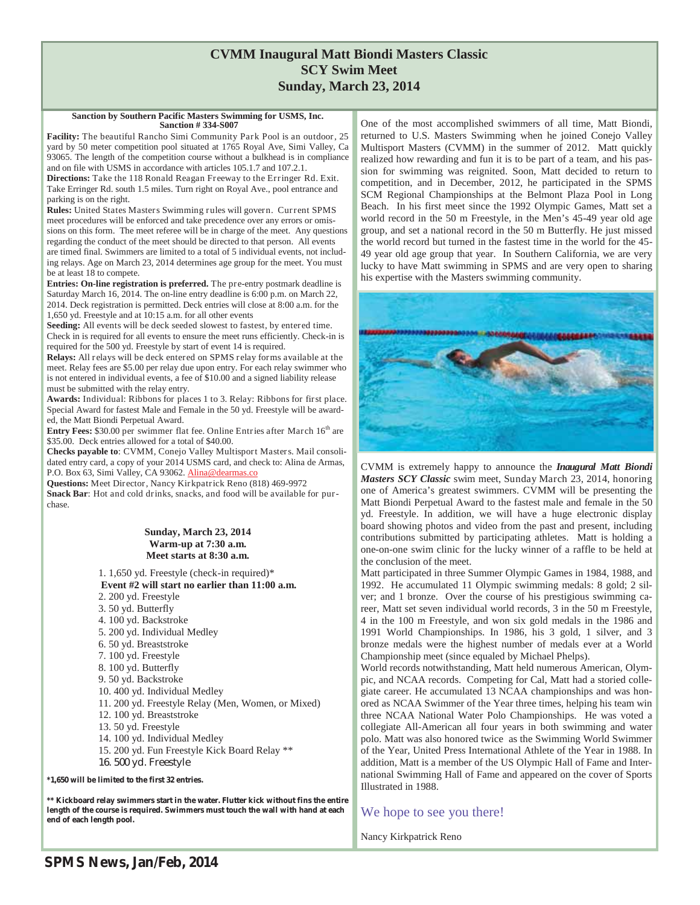# CVMM Inaugural Matt Biondi Masters Classic
## SCY Swim Meet
## Sunday, March 23, 2014

**Sanction by Southern Pacific Masters Swimming for USMS, Inc. Sanction # 334-S007**

**Facility:** The beautiful Rancho Simi Community Park Pool is an outdoor, 25 yard by 50 meter competition pool situated at 1765 Royal Ave, Simi Valley, Ca 93065. The length of the competition course without a bulkhead is in compliance and on file with USMS in accordance with articles 105.1.7 and 107.2.1.

**Directions:** Take the 118 Ronald Reagan Freeway to the Erringer Rd. Exit. Take Erringer Rd. south 1.5 miles. Turn right on Royal Ave., pool entrance and parking is on the right.

**Rules:** United States Masters Swimming rules will govern. Current SPMS meet procedures will be enforced and take precedence over any errors or omissions on this form. The meet referee will be in charge of the meet. Any questions regarding the conduct of the meet should be directed to that person. All events are timed final. Swimmers are limited to a total of 5 individual events, not including relays. Age on March 23, 2014 determines age group for the meet. You must be at least 18 to compete.

**Entries: On-line registration is preferred.** The pre-entry postmark deadline is Saturday March 16, 2014. The on-line entry deadline is 6:00 p.m. on March 22, 2014. Deck registration is permitted. Deck entries will close at 8:00 a.m. for the 1,650 yd. Freestyle and at 10:15 a.m. for all other events

**Seeding:** All events will be deck seeded slowest to fastest, by entered time. Check in is required for all events to ensure the meet runs efficiently. Check-in is required for the 500 yd. Freestyle by start of event 14 is required.

**Relays:** All relays will be deck entered on SPMS relay forms available at the meet. Relay fees are $5.00 per relay due upon entry. For each relay swimmer who is not entered in individual events, a fee of $10.00 and a signed liability release must be submitted with the relay entry.

**Awards:** Individual: Ribbons for places 1 to 3. Relay: Ribbons for first place. Special Award for fastest Male and Female in the 50 yd. Freestyle will be awarded, the Matt Biondi Perpetual Award.

**Entry Fees:** $30.00 per swimmer flat fee. Online Entries after March 16th are $35.00. Deck entries allowed for a total of $40.00.

**Checks payable to**: CVMM, Conejo Valley Multisport Masters. Mail consolidated entry card, a copy of your 2014 USMS card, and check to: Alina de Armas, P.O. Box 63, Simi Valley, CA 93062. Alina@dearmas.co

**Questions:** Meet Director, Nancy Kirkpatrick Reno (818) 469-9972

**Snack Bar**: Hot and cold drinks, snacks, and food will be available for purchase.

**Sunday, March 23, 2014**
**Warm-up at 7:30 a.m.**
**Meet starts at 8:30 a.m.**

1. 1,650 yd. Freestyle (check-in required)*
   **Event #2 will start no earlier than 11:00 a.m.**
2. 200 yd. Freestyle
3. 50 yd. Butterfly
4. 100 yd. Backstroke
5. 200 yd. Individual Medley
6. 50 yd. Breaststroke
7. 100 yd. Freestyle
8. 100 yd. Butterfly
9. 50 yd. Backstroke
10. 400 yd. Individual Medley
11. 200 yd. Freestyle Relay (Men, Women, or Mixed)
12. 100 yd. Breaststroke
13. 50 yd. Freestyle
14. 100 yd. Individual Medley
15. 200 yd. Fun Freestyle Kick Board Relay **
16. 500 yd. Freestyle

**\*1,650 will be limited to the first 32 entries.**

**\*\* Kickboard relay swimmers start in the water. Flutter kick without fins the entire length of the course is required. Swimmers must touch the wall with hand at each end of each length pool.**

One of the most accomplished swimmers of all time, Matt Biondi, returned to U.S. Masters Swimming when he joined Conejo Valley Multisport Masters (CVMM) in the summer of 2012. Matt quickly realized how rewarding and fun it is to be part of a team, and his passion for swimming was reignited. Soon, Matt decided to return to competition, and in December, 2012, he participated in the SPMS SCM Regional Championships at the Belmont Plaza Pool in Long Beach. In his first meet since the 1992 Olympic Games, Matt set a world record in the 50 m Freestyle, in the Men's 45-49 year old age group, and set a national record in the 50 m Butterfly. He just missed the world record but turned in the fastest time in the world for the 45-49 year old age group that year. In Southern California, we are very lucky to have Matt swimming in SPMS and are very open to sharing his expertise with the Masters swimming community.

CVMM is extremely happy to announce the ***Inaugural Matt Biondi Masters SCY Classic*** swim meet, Sunday March 23, 2014, honoring one of America's greatest swimmers. CVMM will be presenting the Matt Biondi Perpetual Award to the fastest male and female in the 50 yd. Freestyle. In addition, we will have a huge electronic display board showing photos and video from the past and present, including contributions submitted by participating athletes. Matt is holding a one-on-one swim clinic for the lucky winner of a raffle to be held at the conclusion of the meet.

Matt participated in three Summer Olympic Games in 1984, 1988, and 1992. He accumulated 11 Olympic swimming medals: 8 gold; 2 silver; and 1 bronze. Over the course of his prestigious swimming career, Matt set seven individual world records, 3 in the 50 m Freestyle, 4 in the 100 m Freestyle, and won six gold medals in the 1986 and 1991 World Championships. In 1986, his 3 gold, 1 silver, and 3 bronze medals were the highest number of medals ever at a World Championship meet (since equaled by Michael Phelps).

World records notwithstanding, Matt held numerous American, Olympic, and NCAA records. Competing for Cal, Matt had a storied collegiate career. He accumulated 13 NCAA championships and was honored as NCAA Swimmer of the Year three times, helping his team win three NCAA National Water Polo Championships. He was voted a collegiate All-American all four years in both swimming and water polo. Matt was also honored twice as the Swimming World Swimmer of the Year, United Press International Athlete of the Year in 1988. In addition, Matt is a member of the US Olympic Hall of Fame and International Swimming Hall of Fame and appeared on the cover of Sports Illustrated in 1988.

We hope to see you there!

Nancy Kirkpatrick Reno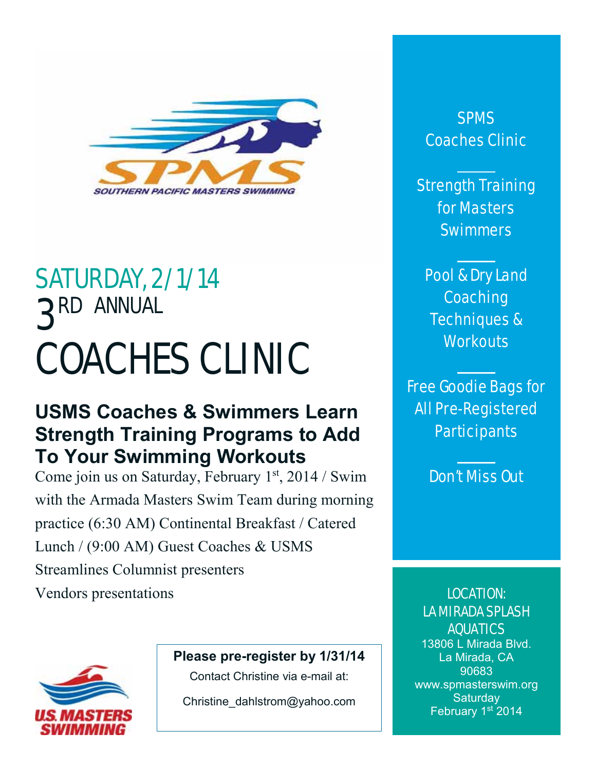SOUTHERN PACIFIC MASTERS SWIMMING

# SATURDAY, 2/1/14

## 3RD ANNUAL

# COACHES CLINIC

### USMS Coaches & Swimmers Learn Strength Training Programs to Add To Your Swimming Workouts

Come join us on Saturday, February 1st, 2014 / Swim with the Armada Masters Swim Team during morning practice (6:30 AM) Continental Breakfast / Catered Lunch / (9:00 AM) Guest Coaches & USMS Streamlines Columnist presenters

Vendors presentations

**Please pre-register by 1/31/14**

Contact Christine via e-mail at:

Christine_dahlstrom@yahoo.com

SPMS Coaches Clinic

Strength Training for Masters Swimmers

Pool & Dry Land Coaching Techniques & Workouts

Free Goodie Bags for All Pre-Registered Participants

Don't Miss Out

LOCATION:
LA MIRADA SPLASH AQUATICS
13806 L Mirada Blvd.
La Mirada, CA
90683
www.spmasterswim.org
Saturday
February 1st 2014

U.S. MASTERS SWIMMING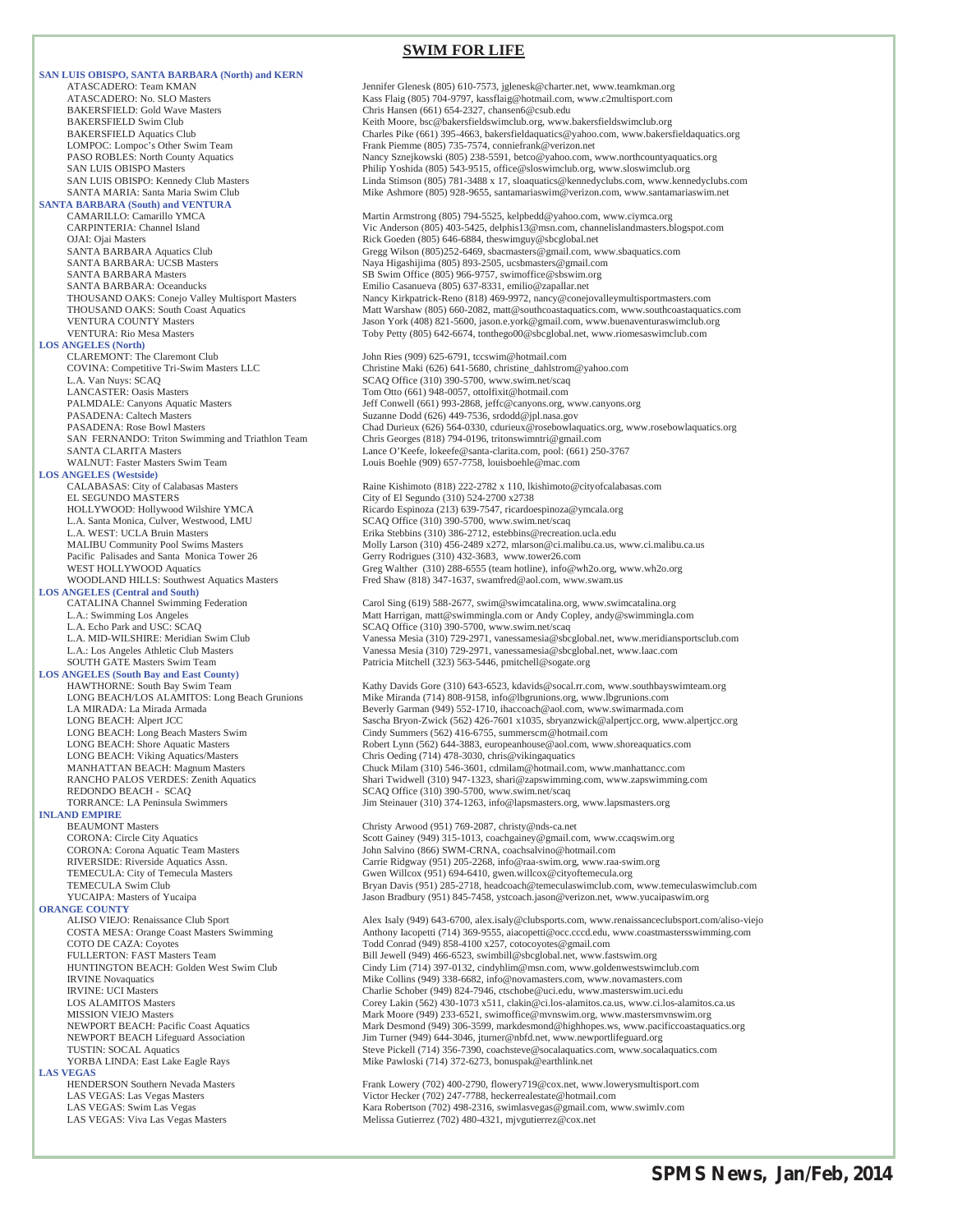## SWIM FOR LIFE

### SAN LUIS OBISPO, SANTA BARBARA (North) and KERN

| Club | Contact |
|---|---|
| ATASCADERO: Team KMAN | Jennifer Glenesk (805) 610-7573, jglenesk@charter.net, www.teamkman.org |
| ATASCADERO: No. SLO Masters | Kass Flaig (805) 704-9797, kassflaig@hotmail.com, www.c2multisport.com |
| BAKERSFIELD: Gold Wave Masters | Chris Hansen (661) 654-2327, chansen6@csub.edu |
| BAKERSFIELD Swim Club | Keith Moore, bsc@bakersfieldswimclub.org, www.bakersfieldswimclub.org |
| BAKERSFIELD Aquatics Club | Charles Pike (661) 395-4663, bakersfieldaquatics@yahoo.com, www.bakersfieldaquatics.org |
| LOMPOC: Lompoc's Other Swim Team | Frank Piemme (805) 735-7574, conniefrank@verizon.net |
| PASO ROBLES: North County Aquatics | Nancy Sznejkowski (805) 238-5591, betco@yahoo.com, www.northcountyaquatics.org |
| SAN LUIS OBISPO Masters | Philip Yoshida (805) 543-9515, office@sloswimclub.org, www.sloswimclub.org |
| SAN LUIS OBISPO: Kennedy Club Masters | Linda Stimson (805) 781-3488 x 17, sloaquatics@kennedyclubs.com, www.kennedyclubs.com |
| SANTA MARIA: Santa Maria Swim Club | Mike Ashmore (805) 928-9655, santamariaswim@verizon.com, www.santamariaswim.net |

### SANTA BARBARA (South) and VENTURA

| Club | Contact |
|---|---|
| CAMARILLO: Camarillo YMCA | Martin Armstrong (805) 794-5525, kelpbedd@yahoo.com, www.ciymca.org |
| CARPINTERIA: Channel Island | Vic Anderson (805) 403-5425, delphis13@msn.com, channelislandmasters.blogspot.com |
| OJAI: Ojai Masters | Rick Goeden (805) 646-6884, theswimguy@sbcglobal.net |
| SANTA BARBARA Aquatics Club | Gregg Wilson (805)252-6469, sbacmasters@gmail.com, www.sbaquatics.com |
| SANTA BARBARA: UCSB Masters | Naya Higashijima (805) 893-2505, ucsbmasters@gmail.com |
| SANTA BARBARA Masters | SB Swim Office (805) 966-9757, swimoffice@sbswim.org |
| SANTA BARBARA: Oceanducks | Emilio Casanueva (805) 637-8331, emilio@zapallar.net |
| THOUSAND OAKS: Conejo Valley Multisport Masters | Nancy Kirkpatrick-Reno (818) 469-9972, nancy@conejovalleymultisportmasters.com |
| THOUSAND OAKS: South Coast Aquatics | Matt Warshaw (805) 660-2082, matt@southcoastaquatics.com, www.southcoastaquatics.com |
| VENTURA COUNTY Masters | Jason York (408) 821-5600, jason.e.york@gmail.com, www.buenaventuraswimclub.org |
| VENTURA: Rio Mesa Masters | Toby Petty (805) 642-6674, tonthego00@sbcglobal.net, www.riomesaswimclub.com |

### LOS ANGELES (North)

| Club | Contact |
|---|---|
| CLAREMONT: The Claremont Club | John Ries (909) 625-6791, tccswim@hotmail.com |
| COVINA: Competitive Tri-Swim Masters LLC | Christine Maki (626) 641-5680, christine_dahlstrom@yahoo.com |
| L.A. Van Nuys: SCAQ | SCAQ Office (310) 390-5700, www.swim.net/scaq |
| LANCASTER: Oasis Masters | Tom Otto (661) 948-0057, ottolfixit@hotmail.com |
| PALMDALE: Canyons Aquatic Masters | Jeff Conwell (661) 993-2868, jeffc@canyons.org, www.canyons.org |
| PASADENA: Caltech Masters | Suzanne Dodd (626) 449-7536, srdodd@jpl.nasa.gov |
| PASADENA: Rose Bowl Masters | Chad Durieux (626) 564-0330, cdurieux@rosebowlaquatics.org, www.rosebowlaquatics.org |
| SAN FERNANDO: Triton Swimming and Triathlon Team | Chris Georges (818) 794-0196, tritonswimntri@gmail.com |
| SANTA CLARITA Masters | Lance O'Keefe, lokeefe@santa-clarita.com, pool: (661) 250-3767 |
| WALNUT: Faster Masters Swim Team | Louis Boehle (909) 657-7758, louisboehle@mac.com |

### LOS ANGELES (Westside)

| Club | Contact |
|---|---|
| CALABASAS: City of Calabasas Masters | Raine Kishimoto (818) 222-2782 x 110, lkishimoto@cityofcalabasas.com |
| EL SEGUNDO MASTERS | City of El Segundo (310) 524-2700 x2738 |
| HOLLYWOOD: Hollywood Wilshire YMCA | Ricardo Espinoza (213) 639-7547, ricardoespinoza@ymcala.org |
| L.A. Santa Monica, Culver, Westwood, LMU | SCAQ Office (310) 390-5700, www.swim.net/scaq |
| L.A. WEST: UCLA Bruin Masters | Erika Stebbins (310) 386-2712, estebbins@recreation.ucla.edu |
| MALIBU Community Pool Swims Masters | Molly Larson (310) 456-2489 x272, mlarson@ci.malibu.ca.us, www.ci.malibu.ca.us |
| Pacific Palisades and Santa Monica Tower 26 | Gerry Rodrigues (310) 432-3683, www.tower26.com |
| WEST HOLLYWOOD Aquatics | Greg Walther (310) 288-6555 (team hotline), info@wh2o.org, www.wh2o.org |
| WOODLAND HILLS: Southwest Aquatics Masters | Fred Shaw (818) 347-1637, swamfred@aol.com, www.swam.us |

### LOS ANGELES (Central and South)

| Club | Contact |
|---|---|
| CATALINA Channel Swimming Federation | Carol Sing (619) 588-2677, swim@swimcatalina.org, www.swimcatalina.org |
| L.A.: Swimming Los Angeles | Matt Harrigan, matt@swimmingla.com or Andy Copley, andy@swimmingla.com |
| L.A. Echo Park and USC: SCAQ | SCAQ Office (310) 390-5700, www.swim.net/scaq |
| L.A. MID-WILSHIRE: Meridian Swim Club | Vanessa Mesia (310) 729-2971, vanessamesia@sbcglobal.net, www.meridiansportsclub.com |
| L.A.: Los Angeles Athletic Club Masters | Vanessa Mesia (310) 729-2971, vanessamesia@sbcglobal.net, www.laac.com |
| SOUTH GATE Masters Swim Team | Patricia Mitchell (323) 563-5446, pmitchell@sogate.org |

### LOS ANGELES (South Bay and East County)

| Club | Contact |
|---|---|
| HAWTHORNE: South Bay Swim Team | Kathy Davids Gore (310) 643-6523, kdavids@socal.rr.com, www.southbayswimteam.org |
| LONG BEACH/LOS ALAMITOS: Long Beach Grunions | Mike Miranda (714) 808-9158, info@lbgrunions.org, www.lbgrunions.com |
| LA MIRADA: La Mirada Armada | Beverly Garman (949) 552-1710, ihaccoach@aol.com, www.swimarmada.com |
| LONG BEACH: Alpert JCC | Sascha Bryon-Zwick (562) 426-7601 x1035, sbryanzwick@alpertjcc.org, www.alpertjcc.org |
| LONG BEACH: Long Beach Masters Swim | Cindy Summers (562) 416-6755, summerscm@hotmail.com |
| LONG BEACH: Shore Aquatic Masters | Robert Lynn (562) 644-3883, europeanhouse@aol.com, www.shoreaquatics.com |
| LONG BEACH: Viking Aquatics/Masters | Chris Oeding (714) 478-3030, chris@vikingaquatics |
| MANHATTAN BEACH: Magnum Masters | Chuck Milam (310) 546-3601, cdmilam@hotmail.com, www.manhattancc.com |
| RANCHO PALOS VERDES: Zenith Aquatics | Shari Twidwell (310) 947-1323, shari@zapswimming.com, www.zapswimming.com |
| REDONDO BEACH - SCAQ | SCAQ Office (310) 390-5700, www.swim.net/scaq |
| TORRANCE: LA Peninsula Swimmers | Jim Steinauer (310) 374-1263, info@lapsmasters.org, www.lapsmasters.org |

### INLAND EMPIRE

| Club | Contact |
|---|---|
| BEAUMONT Masters | Christy Arwood (951) 769-2087, christy@nds-ca.net |
| CORONA: Circle City Aquatics | Scott Gainey (949) 315-1013, coachgainey@gmail.com, www.ccaqswim.org |
| CORONA: Corona Aquatic Team Masters | John Salvino (866) SWM-CRNA, coachsalvino@hotmail.com |
| RIVERSIDE: Riverside Aquatics Assn. | Carrie Ridgway (951) 205-2268, info@raa-swim.org, www.raa-swim.org |
| TEMECULA: City of Temecula Masters | Gwen Willcox (951) 694-6410, gwen.willcox@cityoftemecula.org |
| TEMECULA Swim Club | Bryan Davis (951) 285-2718, headcoach@temeculaswimclub.com, www.temeculaswimclub.com |
| YUCAIPA: Masters of Yucaipa | Jason Bradbury (951) 845-7458, ystcoach@verizon.net, www.yucaipaswim.org |

### ORANGE COUNTY

| Club | Contact |
|---|---|
| ALISO VIEJO: Renaissance Club Sport | Alex Isaly (949) 643-6700, alex.isaly@clubsports.com, www.renaissanceclubsport.com/aliso-viejo |
| COSTA MESA: Orange Coast Masters Swimming | Anthony Iacopetti (714) 369-9555, aiacopetti@occ.cccd.edu, www.coastmastersswimming.com |
| COTO DE CAZA: Coyotes | Todd Conrad (949) 858-4100 x257, cotocoyotes@gmail.com |
| FULLERTON: FAST Masters Team | Bill Jewell (949) 466-6523, swimbill@sbcglobal.net, www.fastswim.org |
| HUNTINGTON BEACH: Golden West Swim Club | Cindy Lim (714) 397-0132, cindyhlim@msn.com, www.goldenwestswimclub.com |
| IRVINE Novaquatics | Mike Collins (949) 338-6682, info@novamasters.com, www.novamasters.com |
| IRVINE: UCI Masters | Charlie Schober (949) 824-7946, ctschobe@uci.edu, www.masterswim.uci.edu |
| LOS ALAMITOS Masters | Corey Lakin (562) 430-1073 x511, clakin@ci.los-alamitos.ca.us, www.ci.los-alamitos.ca.us |
| MISSION VIEJO Masters | Mark Moore (949) 233-6521, swimoffice@mvnswim.org, www.mastersmvnswim.org |
| NEWPORT BEACH: Pacific Coast Aquatics | Mark Desmond (949) 306-3599, markdesmond@highhopes.ws, www.pacificcoastaquatics.org |
| NEWPORT BEACH Lifeguard Association | Jim Turner (949) 644-3046, jturner@nbfd.net, www.newportlifeguard.org |
| TUSTIN: SOCAL Aquatics | Steve Pickell (714) 356-7390, coachsteve@socalaquatics.com, www.socalaquatics.com |
| YORBA LINDA: East Lake Eagle Rays | Mike Pawloski (714) 372-6273, bonuspak@earthlink.net |

### LAS VEGAS

| Club | Contact |
|---|---|
| HENDERSON Southern Nevada Masters | Frank Lowery (702) 400-2790, flowery719@cox.net, www.lowerysmultisport.com |
| LAS VEGAS: Las Vegas Masters | Victor Hecker (702) 247-7788, heckerrealestate@hotmail.com |
| LAS VEGAS: Swim Las Vegas | Kara Robertson (702) 498-2316, swimlasvegas@gmail.com, www.swimlv.com |
| LAS VEGAS: Viva Las Vegas Masters | Melissa Gutierrez (702) 480-4321, mjvgutierrez@cox.net |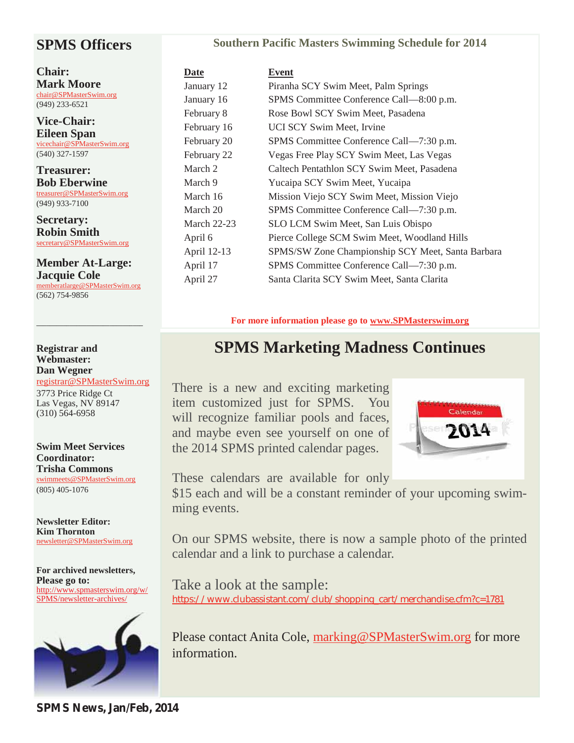## SPMS Officers

**Chair:**
**Mark Moore**
chair@SPMasterSwim.org
(949) 233-6521

**Vice-Chair:**
**Eileen Span**
vicechair@SPMasterSwim.org
(540) 327-1597

**Treasurer:**
**Bob Eberwine**
treasurer@SPMasterSwim.org
(949) 933-7100

**Secretary:**
**Robin Smith**
secretary@SPMasterSwim.org

**Member At-Large:**
**Jacquie Cole**
memberatlarge@SPMasterSwim.org
(562) 754-9856

---

**Registrar and Webmaster:**
**Dan Wegner**
registrar@SPMasterSwim.org
3773 Price Ridge Ct
Las Vegas, NV 89147
(310) 564-6958

**Swim Meet Services Coordinator:**
**Trisha Commons**
swimmeets@SPMasterSwim.org
(805) 405-1076

**Newsletter Editor:**
**Kim Thornton**
newsletter@SPMasterSwim.org

**For archived newsletters, Please go to:**
http://www.spmasterswim.org/w/SPMS/newsletter-archives/

## Southern Pacific Masters Swimming Schedule for 2014

| Date | Event |
|---|---|
| January 12 | Piranha SCY Swim Meet, Palm Springs |
| January 16 | SPMS Committee Conference Call—8:00 p.m. |
| February 8 | Rose Bowl SCY Swim Meet, Pasadena |
| February 16 | UCI SCY Swim Meet, Irvine |
| February 20 | SPMS Committee Conference Call—7:30 p.m. |
| February 22 | Vegas Free Play SCY Swim Meet, Las Vegas |
| March 2 | Caltech Pentathlon SCY Swim Meet, Pasadena |
| March 9 | Yucaipa SCY Swim Meet, Yucaipa |
| March 16 | Mission Viejo SCY Swim Meet, Mission Viejo |
| March 20 | SPMS Committee Conference Call—7:30 p.m. |
| March 22-23 | SLO LCM Swim Meet, San Luis Obispo |
| April 6 | Pierce College SCM Swim Meet, Woodland Hills |
| April 12-13 | SPMS/SW Zone Championship SCY Meet, Santa Barbara |
| April 17 | SPMS Committee Conference Call—7:30 p.m. |
| April 27 | Santa Clarita SCY Swim Meet, Santa Clarita |

**For more information please go to www.SPMasterswim.org**

## SPMS Marketing Madness Continues

There is a new and exciting marketing item customized just for SPMS. You will recognize familiar pools and faces, and maybe even see yourself on one of the 2014 SPMS printed calendar pages.

These calendars are available for only $15 each and will be a constant reminder of your upcoming swimming events.

On our SPMS website, there is now a sample photo of the printed calendar and a link to purchase a calendar.

Take a look at the sample:
https://www.clubassistant.com/club/shopping_cart/merchandise.cfm?c=1781

Please contact Anita Cole, marking@SPMasterSwim.org for more information.